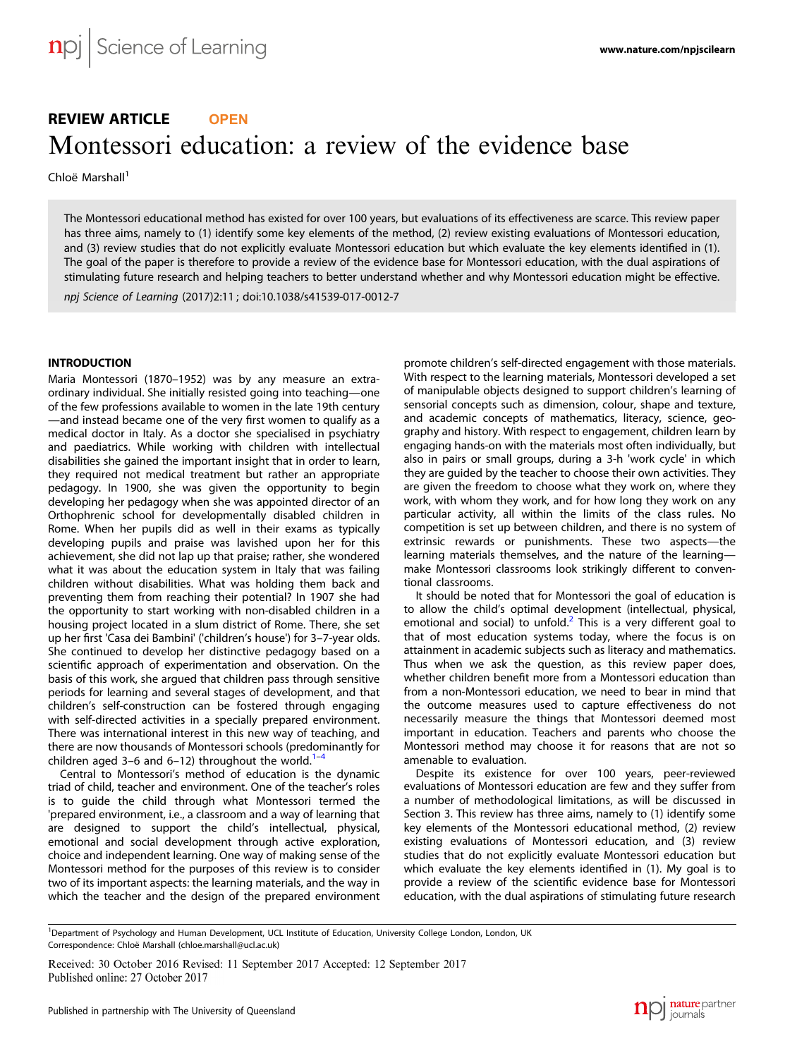REVIEW ARTICLE **OPEN**

# Montessori education: a review of the evidence base

Chloë Marshall[1]

The Montessori educational method has existed for over 100 years, but evaluations of its effectiveness are scarce. This review paper has three aims, namely to (1) identify some key elements of the method, (2) review existing evaluations of Montessori education, and (3) review studies that do not explicitly evaluate Montessori education but which evaluate the key elements identified in (1). The goal of the paper is therefore to provide a review of the evidence base for Montessori education, with the dual aspirations of stimulating future research and helping teachers to better understand whether and why Montessori education might be effective.

*npj Science of Learning* (2017)2:11 ; doi:10.1038/s41539-017-0012-7

## INTRODUCTION

Maria Montessori (1870–1952) was by any measure an extraordinary individual. She initially resisted going into teaching—one of the few professions available to women in the late 19th century—and instead became one of the very first women to qualify as a medical doctor in Italy. As a doctor she specialised in psychiatry and paediatrics. While working with children with intellectual disabilities she gained the important insight that in order to learn, they required not medical treatment but rather an appropriate pedagogy. In 1900, she was given the opportunity to begin developing her pedagogy when she was appointed director of an Orthophrenic school for developmentally disabled children in Rome. When her pupils did as well in their exams as typically developing pupils and praise was lavished upon her for this achievement, she did not lap up that praise; rather, she wondered what it was about the education system in Italy that was failing children without disabilities. What was holding them back and preventing them from reaching their potential? In 1907 she had the opportunity to start working with non-disabled children in a housing project located in a slum district of Rome. There, she set up her first 'Casa dei Bambini' ('children's house') for 3–7-year olds. She continued to develop her distinctive pedagogy based on a scientific approach of experimentation and observation. On the basis of this work, she argued that children pass through sensitive periods for learning and several stages of development, and that children's self-construction can be fostered through engaging with self-directed activities in a specially prepared environment. There was international interest in this new way of teaching, and there are now thousands of Montessori schools (predominantly for children aged 3–6 and 6–12) throughout the world.[1–4]

Central to Montessori's method of education is the dynamic triad of child, teacher and environment. One of the teacher's roles is to guide the child through what Montessori termed the 'prepared environment, i.e., a classroom and a way of learning that are designed to support the child's intellectual, physical, emotional and social development through active exploration, choice and independent learning. One way of making sense of the Montessori method for the purposes of this review is to consider two of its important aspects: the learning materials, and the way in which the teacher and the design of the prepared environment promote children's self-directed engagement with those materials. With respect to the learning materials, Montessori developed a set of manipulable objects designed to support children's learning of sensorial concepts such as dimension, colour, shape and texture, and academic concepts of mathematics, literacy, science, geography and history. With respect to engagement, children learn by engaging hands-on with the materials most often individually, but also in pairs or small groups, during a 3-h 'work cycle' in which they are guided by the teacher to choose their own activities. They are given the freedom to choose what they work on, where they work, with whom they work, and for how long they work on any particular activity, all within the limits of the class rules. No competition is set up between children, and there is no system of extrinsic rewards or punishments. These two aspects—the learning materials themselves, and the nature of the learning—make Montessori classrooms look strikingly different to conventional classrooms.

It should be noted that for Montessori the goal of education is to allow the child's optimal development (intellectual, physical, emotional and social) to unfold.[2] This is a very different goal to that of most education systems today, where the focus is on attainment in academic subjects such as literacy and mathematics. Thus when we ask the question, as this review paper does, whether children benefit more from a Montessori education than from a non-Montessori education, we need to bear in mind that the outcome measures used to capture effectiveness do not necessarily measure the things that Montessori deemed most important in education. Teachers and parents who choose the Montessori method may choose it for reasons that are not so amenable to evaluation.

Despite its existence for over 100 years, peer-reviewed evaluations of Montessori education are few and they suffer from a number of methodological limitations, as will be discussed in Section 3. This review has three aims, namely to (1) identify some key elements of the Montessori educational method, (2) review existing evaluations of Montessori education, and (3) review studies that do not explicitly evaluate Montessori education but which evaluate the key elements identified in (1). My goal is to provide a review of the scientific evidence base for Montessori education, with the dual aspirations of stimulating future research

[1]Department of Psychology and Human Development, UCL Institute of Education, University College London, London, UK
Correspondence: Chloë Marshall (chloe.marshall@ucl.ac.uk)

Received: 30 October 2016 Revised: 11 September 2017 Accepted: 12 September 2017
Published online: 27 October 2017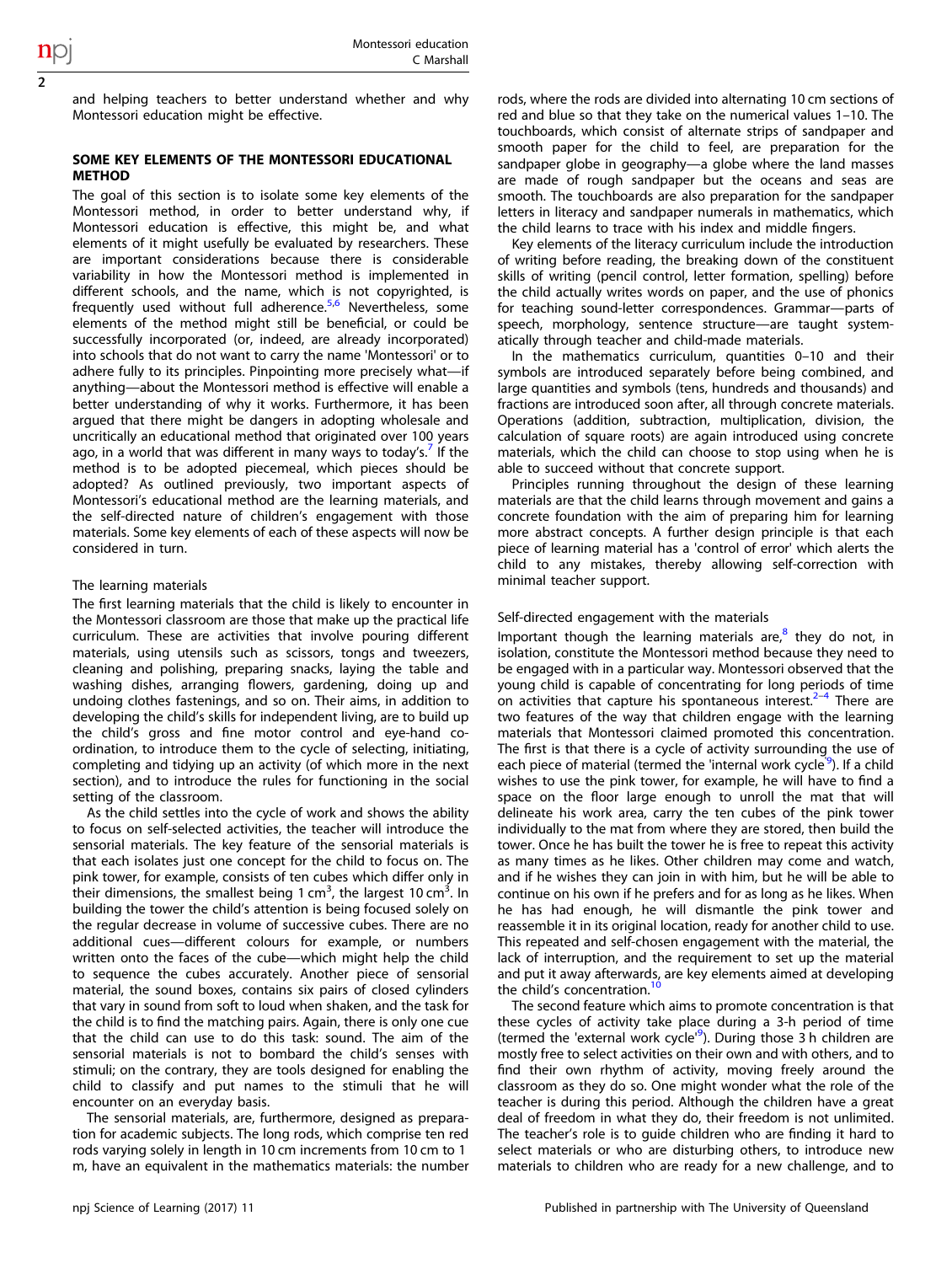and helping teachers to better understand whether and why Montessori education might be effective.

## SOME KEY ELEMENTS OF THE MONTESSORI EDUCATIONAL METHOD

The goal of this section is to isolate some key elements of the Montessori method, in order to better understand why, if Montessori education is effective, this might be, and what elements of it might usefully be evaluated by researchers. These are important considerations because there is considerable variability in how the Montessori method is implemented in different schools, and the name, which is not copyrighted, is frequently used without full adherence.[5,6] Nevertheless, some elements of the method might still be beneficial, or could be successfully incorporated (or, indeed, are already incorporated) into schools that do not want to carry the name 'Montessori' or to adhere fully to its principles. Pinpointing more precisely what—if anything—about the Montessori method is effective will enable a better understanding of why it works. Furthermore, it has been argued that there might be dangers in adopting wholesale and uncritically an educational method that originated over 100 years ago, in a world that was different in many ways to today's.[7] If the method is to be adopted piecemeal, which pieces should be adopted? As outlined previously, two important aspects of Montessori's educational method are the learning materials, and the self-directed nature of children's engagement with those materials. Some key elements of each of these aspects will now be considered in turn.

### The learning materials

The first learning materials that the child is likely to encounter in the Montessori classroom are those that make up the practical life curriculum. These are activities that involve pouring different materials, using utensils such as scissors, tongs and tweezers, cleaning and polishing, preparing snacks, laying the table and washing dishes, arranging flowers, gardening, doing up and undoing clothes fastenings, and so on. Their aims, in addition to developing the child's skills for independent living, are to build up the child's gross and fine motor control and eye-hand co-ordination, to introduce them to the cycle of selecting, initiating, completing and tidying up an activity (of which more in the next section), and to introduce the rules for functioning in the social setting of the classroom.

As the child settles into the cycle of work and shows the ability to focus on self-selected activities, the teacher will introduce the sensorial materials. The key feature of the sensorial materials is that each isolates just one concept for the child to focus on. The pink tower, for example, consists of ten cubes which differ only in their dimensions, the smallest being 1 $cm^3$, the largest 10 $cm^3$. In building the tower the child's attention is being focused solely on the regular decrease in volume of successive cubes. There are no additional cues—different colours for example, or numbers written onto the faces of the cube—which might help the child to sequence the cubes accurately. Another piece of sensorial material, the sound boxes, contains six pairs of closed cylinders that vary in sound from soft to loud when shaken, and the task for the child is to find the matching pairs. Again, there is only one cue that the child can use to do this task: sound. The aim of the sensorial materials is not to bombard the child's senses with stimuli; on the contrary, they are tools designed for enabling the child to classify and put names to the stimuli that he will encounter on an everyday basis.

The sensorial materials are, furthermore, designed as preparation for academic subjects. The long rods, which comprise ten red rods varying solely in length in 10 cm increments from 10 cm to 1 m, have an equivalent in the mathematics materials: the number rods, where the rods are divided into alternating 10 cm sections of red and blue so that they take on the numerical values 1–10. The touchboards, which consist of alternate strips of sandpaper and smooth paper for the child to feel, are preparation for the sandpaper globe in geography—a globe where the land masses are made of rough sandpaper but the oceans and seas are smooth. The touchboards are also preparation for the sandpaper letters in literacy and sandpaper numerals in mathematics, which the child learns to trace with his index and middle fingers.

Key elements of the literacy curriculum include the introduction of writing before reading, the breaking down of the constituent skills of writing (pencil control, letter formation, spelling) before the child actually writes words on paper, and the use of phonics for teaching sound-letter correspondences. Grammar—parts of speech, morphology, sentence structure—are taught systematically through teacher and child-made materials.

In the mathematics curriculum, quantities 0–10 and their symbols are introduced separately before being combined, and large quantities and symbols (tens, hundreds and thousands) and fractions are introduced soon after, all through concrete materials. Operations (addition, subtraction, multiplication, division, the calculation of square roots) are again introduced using concrete materials, which the child can choose to stop using when he is able to succeed without that concrete support.

Principles running throughout the design of these learning materials are that the child learns through movement and gains a concrete foundation with the aim of preparing him for learning more abstract concepts. A further design principle is that each piece of learning material has a 'control of error' which alerts the child to any mistakes, thereby allowing self-correction with minimal teacher support.

### Self-directed engagement with the materials

Important though the learning materials are,[8] they do not, in isolation, constitute the Montessori method because they need to be engaged with in a particular way. Montessori observed that the young child is capable of concentrating for long periods of time on activities that capture his spontaneous interest.[2–4] There are two features of the way that children engage with the learning materials that Montessori claimed promoted this concentration. The first is that there is a cycle of activity surrounding the use of each piece of material (termed the 'internal work cycle'[9]). If a child wishes to use the pink tower, for example, he will have to find a space on the floor large enough to unroll the mat that will delineate his work area, carry the ten cubes of the pink tower individually to the mat from where they are stored, then build the tower. Once he has built the tower he is free to repeat this activity as many times as he likes. Other children may come and watch, and if he wishes they can join in with him, but he will be able to continue on his own if he prefers and for as long as he likes. When he has had enough, he will dismantle the pink tower and reassemble it in its original location, ready for another child to use. This repeated and self-chosen engagement with the material, the lack of interruption, and the requirement to set up the material and put it away afterwards, are key elements aimed at developing the child's concentration.[10]

The second feature which aims to promote concentration is that these cycles of activity take place during a 3-h period of time (termed the 'external work cycle'[9]). During those 3 h children are mostly free to select activities on their own and with others, and to find their own rhythm of activity, moving freely around the classroom as they do so. One might wonder what the role of the teacher is during this period. Although the children have a great deal of freedom in what they do, their freedom is not unlimited. The teacher's role is to guide children who are finding it hard to select materials or who are disturbing others, to introduce new materials to children who are ready for a new challenge, and to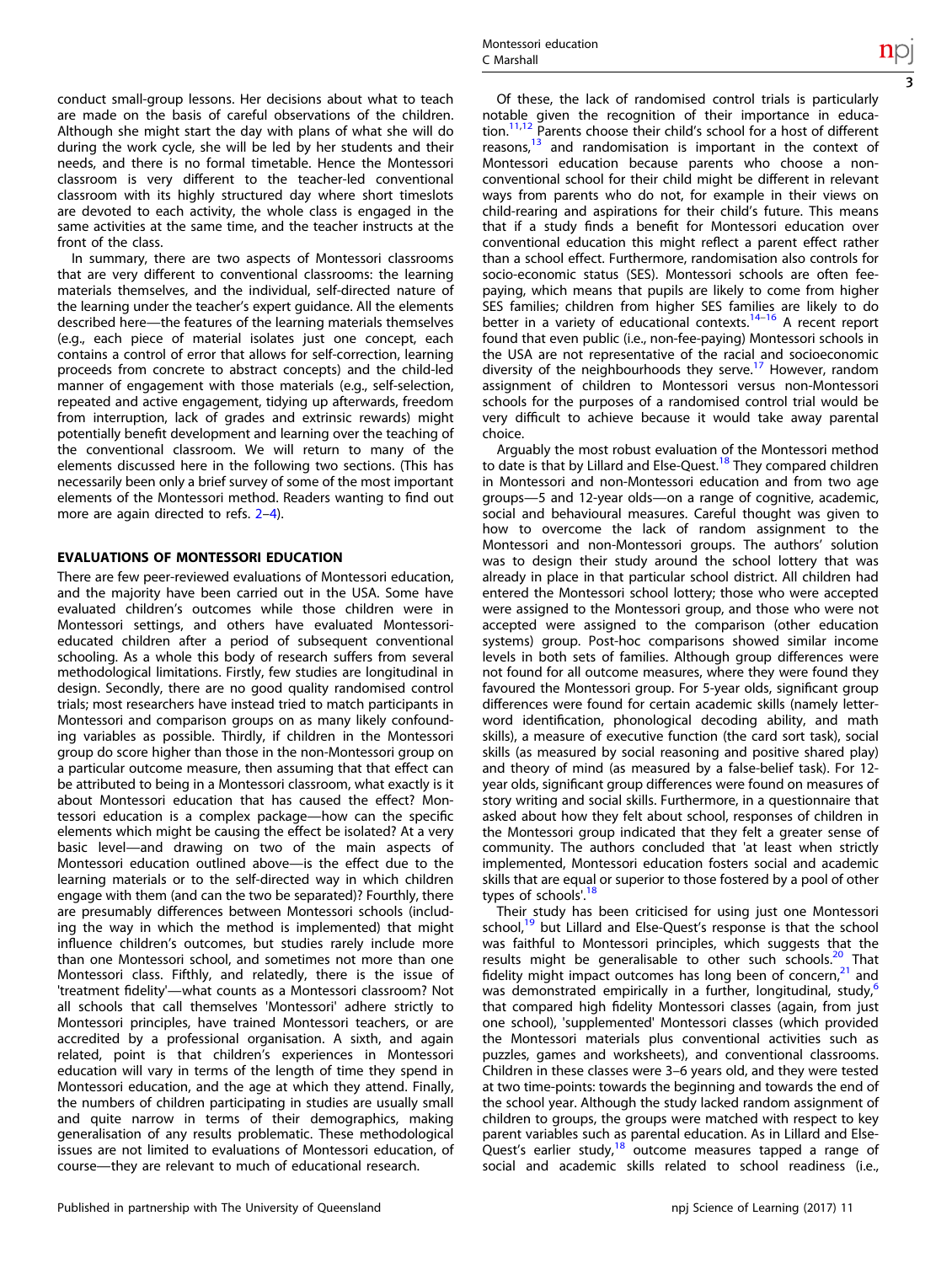conduct small-group lessons. Her decisions about what to teach are made on the basis of careful observations of the children. Although she might start the day with plans of what she will do during the work cycle, she will be led by her students and their needs, and there is no formal timetable. Hence the Montessori classroom is very different to the teacher-led conventional classroom with its highly structured day where short timeslots are devoted to each activity, the whole class is engaged in the same activities at the same time, and the teacher instructs at the front of the class.

In summary, there are two aspects of Montessori classrooms that are very different to conventional classrooms: the learning materials themselves, and the individual, self-directed nature of the learning under the teacher's expert guidance. All the elements described here—the features of the learning materials themselves (e.g., each piece of material isolates just one concept, each contains a control of error that allows for self-correction, learning proceeds from concrete to abstract concepts) and the child-led manner of engagement with those materials (e.g., self-selection, repeated and active engagement, tidying up afterwards, freedom from interruption, lack of grades and extrinsic rewards) might potentially benefit development and learning over the teaching of the conventional classroom. We will return to many of the elements discussed here in the following two sections. (This has necessarily been only a brief survey of some of the most important elements of the Montessori method. Readers wanting to find out more are again directed to refs. 2–4).

## EVALUATIONS OF MONTESSORI EDUCATION

There are few peer-reviewed evaluations of Montessori education, and the majority have been carried out in the USA. Some have evaluated children's outcomes while those children were in Montessori settings, and others have evaluated Montessori-educated children after a period of subsequent conventional schooling. As a whole this body of research suffers from several methodological limitations. Firstly, few studies are longitudinal in design. Secondly, there are no good quality randomised control trials; most researchers have instead tried to match participants in Montessori and comparison groups on as many likely confounding variables as possible. Thirdly, if children in the Montessori group do score higher than those in the non-Montessori group on a particular outcome measure, then assuming that that effect can be attributed to being in a Montessori classroom, what exactly is it about Montessori education that has caused the effect? Montessori education is a complex package—how can the specific elements which might be causing the effect be isolated? At a very basic level—and drawing on two of the main aspects of Montessori education outlined above—is the effect due to the learning materials or to the self-directed way in which children engage with them (and can the two be separated)? Fourthly, there are presumably differences between Montessori schools (including the way in which the method is implemented) that might influence children's outcomes, but studies rarely include more than one Montessori school, and sometimes not more than one Montessori class. Fifthly, and relatedly, there is the issue of 'treatment fidelity'—what counts as a Montessori classroom? Not all schools that call themselves 'Montessori' adhere strictly to Montessori principles, have trained Montessori teachers, or are accredited by a professional organisation. A sixth, and again related, point is that children's experiences in Montessori education will vary in terms of the length of time they spend in Montessori education, and the age at which they attend. Finally, the numbers of children participating in studies are usually small and quite narrow in terms of their demographics, making generalisation of any results problematic. These methodological issues are not limited to evaluations of Montessori education, of course—they are relevant to much of educational research.

Of these, the lack of randomised control trials is particularly notable given the recognition of their importance in education.[11,12] Parents choose their child's school for a host of different reasons,[13] and randomisation is important in the context of Montessori education because parents who choose a non-conventional school for their child might be different in relevant ways from parents who do not, for example in their views on child-rearing and aspirations for their child's future. This means that if a study finds a benefit for Montessori education over conventional education this might reflect a parent effect rather than a school effect. Furthermore, randomisation also controls for socio-economic status (SES). Montessori schools are often fee-paying, which means that pupils are likely to come from higher SES families; children from higher SES families are likely to do better in a variety of educational contexts.[14–16] A recent report found that even public (i.e., non-fee-paying) Montessori schools in the USA are not representative of the racial and socioeconomic diversity of the neighbourhoods they serve.[17] However, random assignment of children to Montessori versus non-Montessori schools for the purposes of a randomised control trial would be very difficult to achieve because it would take away parental choice.

Arguably the most robust evaluation of the Montessori method to date is that by Lillard and Else-Quest.[18] They compared children in Montessori and non-Montessori education and from two age groups—5 and 12-year olds—on a range of cognitive, academic, social and behavioural measures. Careful thought was given to how to overcome the lack of random assignment to the Montessori and non-Montessori groups. The authors' solution was to design their study around the school lottery that was already in place in that particular school district. All children had entered the Montessori school lottery; those who were accepted were assigned to the Montessori group, and those who were not accepted were assigned to the comparison (other education systems) group. Post-hoc comparisons showed similar income levels in both sets of families. Although group differences were not found for all outcome measures, where they were found they favoured the Montessori group. For 5-year olds, significant group differences were found for certain academic skills (namely letter-word identification, phonological decoding ability, and math skills), a measure of executive function (the card sort task), social skills (as measured by social reasoning and positive shared play) and theory of mind (as measured by a false-belief task). For 12-year olds, significant group differences were found on measures of story writing and social skills. Furthermore, in a questionnaire that asked about how they felt about school, responses of children in the Montessori group indicated that they felt a greater sense of community. The authors concluded that 'at least when strictly implemented, Montessori education fosters social and academic skills that are equal or superior to those fostered by a pool of other types of schools'.[18]

Their study has been criticised for using just one Montessori school,[19] but Lillard and Else-Quest's response is that the school was faithful to Montessori principles, which suggests that the results might be generalisable to other such schools.[20] That fidelity might impact outcomes has long been of concern,[21] and was demonstrated empirically in a further, longitudinal, study,[6] that compared high fidelity Montessori classes (again, from just one school), 'supplemented' Montessori classes (which provided the Montessori materials plus conventional activities such as puzzles, games and worksheets), and conventional classrooms. Children in these classes were 3–6 years old, and they were tested at two time-points: towards the beginning and towards the end of the school year. Although the study lacked random assignment of children to groups, the groups were matched with respect to key parent variables such as parental education. As in Lillard and Else-Quest's earlier study,[18] outcome measures tapped a range of social and academic skills related to school readiness (i.e.,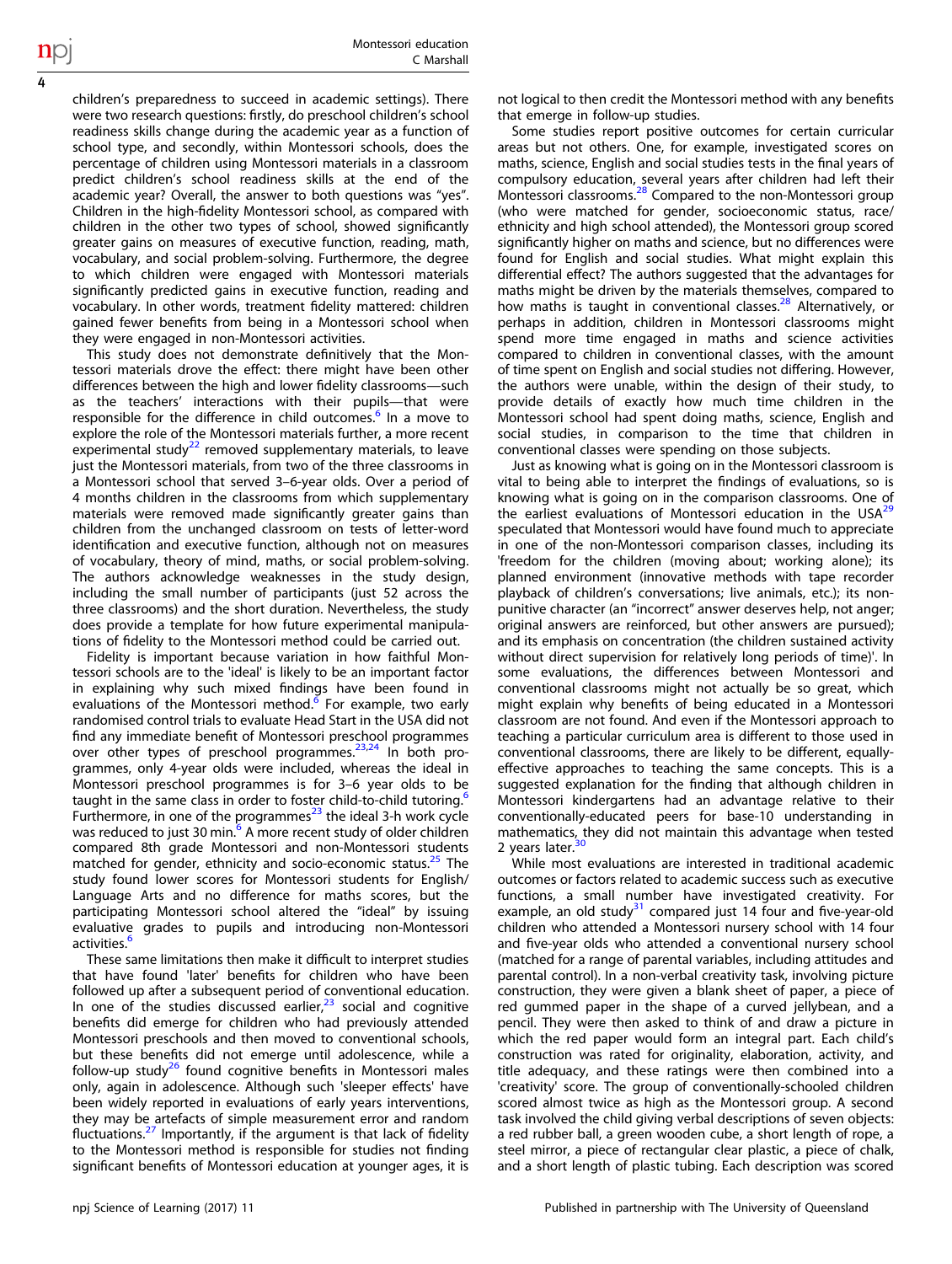children's preparedness to succeed in academic settings). There were two research questions: firstly, do preschool children's school readiness skills change during the academic year as a function of school type, and secondly, within Montessori schools, does the percentage of children using Montessori materials in a classroom predict children's school readiness skills at the end of the academic year? Overall, the answer to both questions was "yes". Children in the high-fidelity Montessori school, as compared with children in the other two types of school, showed significantly greater gains on measures of executive function, reading, math, vocabulary, and social problem-solving. Furthermore, the degree to which children were engaged with Montessori materials significantly predicted gains in executive function, reading and vocabulary. In other words, treatment fidelity mattered: children gained fewer benefits from being in a Montessori school when they were engaged in non-Montessori activities.

This study does not demonstrate definitively that the Montessori materials drove the effect: there might have been other differences between the high and lower fidelity classrooms—such as the teachers' interactions with their pupils—that were responsible for the difference in child outcomes.[6] In a move to explore the role of the Montessori materials further, a more recent experimental study[22] removed supplementary materials, to leave just the Montessori materials, from two of the three classrooms in a Montessori school that served 3–6-year olds. Over a period of 4 months children in the classrooms from which supplementary materials were removed made significantly greater gains than children from the unchanged classroom on tests of letter-word identification and executive function, although not on measures of vocabulary, theory of mind, maths, or social problem-solving. The authors acknowledge weaknesses in the study design, including the small number of participants (just 52 across the three classrooms) and the short duration. Nevertheless, the study does provide a template for how future experimental manipulations of fidelity to the Montessori method could be carried out.

Fidelity is important because variation in how faithful Montessori schools are to the 'ideal' is likely to be an important factor in explaining why such mixed findings have been found in evaluations of the Montessori method.[6] For example, two early randomised control trials to evaluate Head Start in the USA did not find any immediate benefit of Montessori preschool programmes over other types of preschool programmes.[23,24] In both programmes, only 4-year olds were included, whereas the ideal in Montessori preschool programmes is for 3–6 year olds to be taught in the same class in order to foster child-to-child tutoring.[6] Furthermore, in one of the programmes[23] the ideal 3-h work cycle was reduced to just 30 min.[6] A more recent study of older children compared 8th grade Montessori and non-Montessori students matched for gender, ethnicity and socio-economic status.[25] The study found lower scores for Montessori students for English/Language Arts and no difference for maths scores, but the participating Montessori school altered the "ideal" by issuing evaluative grades to pupils and introducing non-Montessori activities.[6]

These same limitations then make it difficult to interpret studies that have found 'later' benefits for children who have been followed up after a subsequent period of conventional education. In one of the studies discussed earlier,[23] social and cognitive benefits did emerge for children who had previously attended Montessori preschools and then moved to conventional schools, but these benefits did not emerge until adolescence, while a follow-up study[26] found cognitive benefits in Montessori males only, again in adolescence. Although such 'sleeper effects' have been widely reported in evaluations of early years interventions, they may be artefacts of simple measurement error and random fluctuations.[27] Importantly, if the argument is that lack of fidelity to the Montessori method is responsible for studies not finding significant benefits of Montessori education at younger ages, it is not logical to then credit the Montessori method with any benefits that emerge in follow-up studies.

Some studies report positive outcomes for certain curricular areas but not others. One, for example, investigated scores on maths, science, English and social studies tests in the final years of compulsory education, several years after children had left their Montessori classrooms.[28] Compared to the non-Montessori group (who were matched for gender, socioeconomic status, race/ethnicity and high school attended), the Montessori group scored significantly higher on maths and science, but no differences were found for English and social studies. What might explain this differential effect? The authors suggested that the advantages for maths might be driven by the materials themselves, compared to how maths is taught in conventional classes.[28] Alternatively, or perhaps in addition, children in Montessori classrooms might spend more time engaged in maths and science activities compared to children in conventional classes, with the amount of time spent on English and social studies not differing. However, the authors were unable, within the design of their study, to provide details of exactly how much time children in the Montessori school had spent doing maths, science, English and social studies, in comparison to the time that children in conventional classes were spending on those subjects.

Just as knowing what is going on in the Montessori classroom is vital to being able to interpret the findings of evaluations, so is knowing what is going on in the comparison classrooms. One of the earliest evaluations of Montessori education in the USA[29] speculated that Montessori would have found much to appreciate in one of the non-Montessori comparison classes, including its 'freedom for the children (moving about; working alone); its planned environment (innovative methods with tape recorder playback of children's conversations; live animals, etc.); its non-punitive character (an "incorrect" answer deserves help, not anger; original answers are reinforced, but other answers are pursued); and its emphasis on concentration (the children sustained activity without direct supervision for relatively long periods of time)'. In some evaluations, the differences between Montessori and conventional classrooms might not actually be so great, which might explain why benefits of being educated in a Montessori classroom are not found. And even if the Montessori approach to teaching a particular curriculum area is different to those used in conventional classrooms, there are likely to be different, equally-effective approaches to teaching the same concepts. This is a suggested explanation for the finding that although children in Montessori kindergartens had an advantage relative to their conventionally-educated peers for base-10 understanding in mathematics, they did not maintain this advantage when tested 2 years later.[30]

While most evaluations are interested in traditional academic outcomes or factors related to academic success such as executive functions, a small number have investigated creativity. For example, an old study[31] compared just 14 four and five-year-old children who attended a Montessori nursery school with 14 four and five-year olds who attended a conventional nursery school (matched for a range of parental variables, including attitudes and parental control). In a non-verbal creativity task, involving picture construction, they were given a blank sheet of paper, a piece of red gummed paper in the shape of a curved jellybean, and a pencil. They were then asked to think of and draw a picture in which the red paper would form an integral part. Each child's construction was rated for originality, elaboration, activity, and title adequacy, and these ratings were then combined into a 'creativity' score. The group of conventionally-schooled children scored almost twice as high as the Montessori group. A second task involved the child giving verbal descriptions of seven objects: a red rubber ball, a green wooden cube, a short length of rope, a steel mirror, a piece of rectangular clear plastic, a piece of chalk, and a short length of plastic tubing. Each description was scored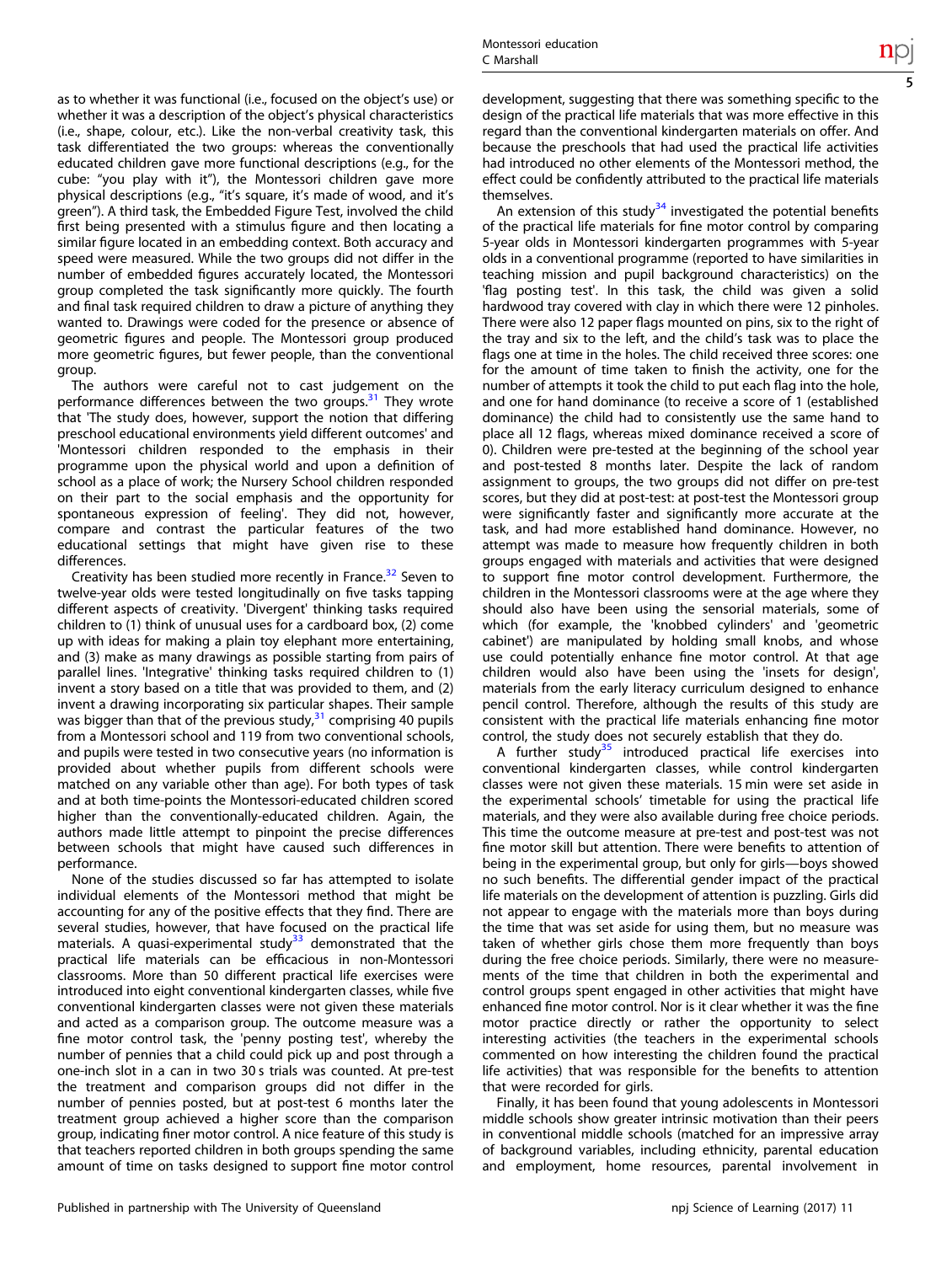as to whether it was functional (i.e., focused on the object's use) or whether it was a description of the object's physical characteristics (i.e., shape, colour, etc.). Like the non-verbal creativity task, this task differentiated the two groups: whereas the conventionally educated children gave more functional descriptions (e.g., for the cube: "you play with it"), the Montessori children gave more physical descriptions (e.g., "it's square, it's made of wood, and it's green"). A third task, the Embedded Figure Test, involved the child first being presented with a stimulus figure and then locating a similar figure located in an embedding context. Both accuracy and speed were measured. While the two groups did not differ in the number of embedded figures accurately located, the Montessori group completed the task significantly more quickly. The fourth and final task required children to draw a picture of anything they wanted to. Drawings were coded for the presence or absence of geometric figures and people. The Montessori group produced more geometric figures, but fewer people, than the conventional group.

The authors were careful not to cast judgement on the performance differences between the two groups.[31] They wrote that 'The study does, however, support the notion that differing preschool educational environments yield different outcomes' and 'Montessori children responded to the emphasis in their programme upon the physical world and upon a definition of school as a place of work; the Nursery School children responded on their part to the social emphasis and the opportunity for spontaneous expression of feeling'. They did not, however, compare and contrast the particular features of the two educational settings that might have given rise to these differences.

Creativity has been studied more recently in France.[32] Seven to twelve-year olds were tested longitudinally on five tasks tapping different aspects of creativity. 'Divergent' thinking tasks required children to (1) think of unusual uses for a cardboard box, (2) come up with ideas for making a plain toy elephant more entertaining, and (3) make as many drawings as possible starting from pairs of parallel lines. 'Integrative' thinking tasks required children to (1) invent a story based on a title that was provided to them, and (2) invent a drawing incorporating six particular shapes. Their sample was bigger than that of the previous study,[31] comprising 40 pupils from a Montessori school and 119 from two conventional schools, and pupils were tested in two consecutive years (no information is provided about whether pupils from different schools were matched on any variable other than age). For both types of task and at both time-points the Montessori-educated children scored higher than the conventionally-educated children. Again, the authors made little attempt to pinpoint the precise differences between schools that might have caused such differences in performance.

None of the studies discussed so far has attempted to isolate individual elements of the Montessori method that might be accounting for any of the positive effects that they find. There are several studies, however, that have focused on the practical life materials. A quasi-experimental study[33] demonstrated that the practical life materials can be efficacious in non-Montessori classrooms. More than 50 different practical life exercises were introduced into eight conventional kindergarten classes, while five conventional kindergarten classes were not given these materials and acted as a comparison group. The outcome measure was a fine motor control task, the 'penny posting test', whereby the number of pennies that a child could pick up and post through a one-inch slot in a can in two 30 s trials was counted. At pre-test the treatment and comparison groups did not differ in the number of pennies posted, but at post-test 6 months later the treatment group achieved a higher score than the comparison group, indicating finer motor control. A nice feature of this study is that teachers reported children in both groups spending the same amount of time on tasks designed to support fine motor control development, suggesting that there was something specific to the design of the practical life materials that was more effective in this regard than the conventional kindergarten materials on offer. And because the preschools that had used the practical life activities had introduced no other elements of the Montessori method, the effect could be confidently attributed to the practical life materials themselves.

An extension of this study[34] investigated the potential benefits of the practical life materials for fine motor control by comparing 5-year olds in Montessori kindergarten programmes with 5-year olds in a conventional programme (reported to have similarities in teaching mission and pupil background characteristics) on the 'flag posting test'. In this task, the child was given a solid hardwood tray covered with clay in which there were 12 pinholes. There were also 12 paper flags mounted on pins, six to the right of the tray and six to the left, and the child's task was to place the flags one at time in the holes. The child received three scores: one for the amount of time taken to finish the activity, one for the number of attempts it took the child to put each flag into the hole, and one for hand dominance (to receive a score of 1 (established dominance) the child had to consistently use the same hand to place all 12 flags, whereas mixed dominance received a score of 0). Children were pre-tested at the beginning of the school year and post-tested 8 months later. Despite the lack of random assignment to groups, the two groups did not differ on pre-test scores, but they did at post-test: at post-test the Montessori group were significantly faster and significantly more accurate at the task, and had more established hand dominance. However, no attempt was made to measure how frequently children in both groups engaged with materials and activities that were designed to support fine motor control development. Furthermore, the children in the Montessori classrooms were at the age where they should also have been using the sensorial materials, some of which (for example, the 'knobbed cylinders' and 'geometric cabinet') are manipulated by holding small knobs, and whose use could potentially enhance fine motor control. At that age children would also have been using the 'insets for design', materials from the early literacy curriculum designed to enhance pencil control. Therefore, although the results of this study are consistent with the practical life materials enhancing fine motor control, the study does not securely establish that they do.

A further study[35] introduced practical life exercises into conventional kindergarten classes, while control kindergarten classes were not given these materials. 15 min were set aside in the experimental schools' timetable for using the practical life materials, and they were also available during free choice periods. This time the outcome measure at pre-test and post-test was not fine motor skill but attention. There were benefits to attention of being in the experimental group, but only for girls—boys showed no such benefits. The differential gender impact of the practical life materials on the development of attention is puzzling. Girls did not appear to engage with the materials more than boys during the time that was set aside for using them, but no measure was taken of whether girls chose them more frequently than boys during the free choice periods. Similarly, there were no measurements of the time that children in both the experimental and control groups spent engaged in other activities that might have enhanced fine motor control. Nor is it clear whether it was the fine motor practice directly or rather the opportunity to select interesting activities (the teachers in the experimental schools commented on how interesting the children found the practical life activities) that was responsible for the benefits to attention that were recorded for girls.

Finally, it has been found that young adolescents in Montessori middle schools show greater intrinsic motivation than their peers in conventional middle schools (matched for an impressive array of background variables, including ethnicity, parental education and employment, home resources, parental involvement in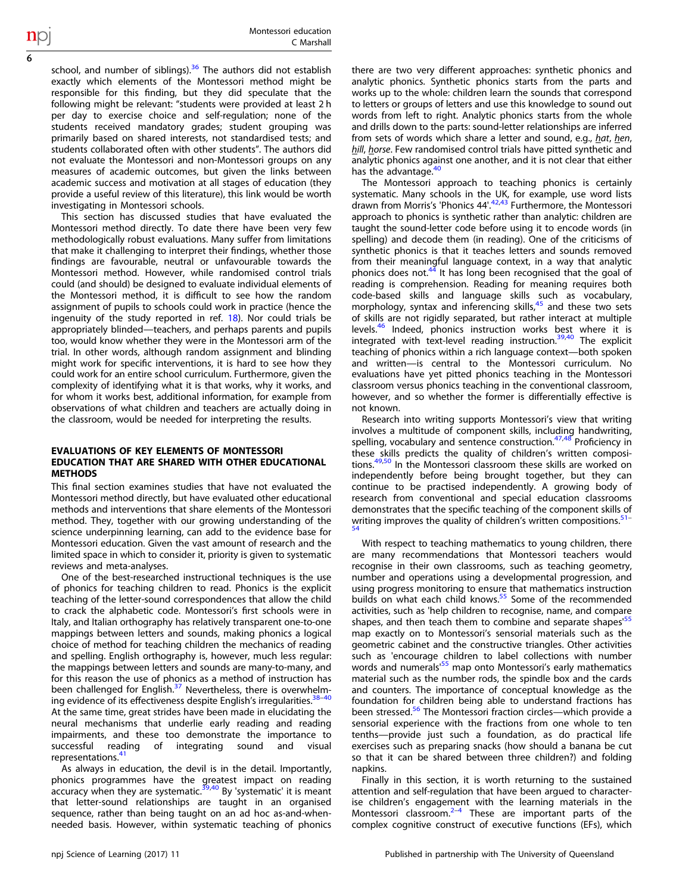school, and number of siblings).[36] The authors did not establish exactly which elements of the Montessori method might be responsible for this finding, but they did speculate that the following might be relevant: "students were provided at least 2 h per day to exercise choice and self-regulation; none of the students received mandatory grades; student grouping was primarily based on shared interests, not standardised tests; and students collaborated often with other students". The authors did not evaluate the Montessori and non-Montessori groups on any measures of academic outcomes, but given the links between academic success and motivation at all stages of education (they provide a useful review of this literature), this link would be worth investigating in Montessori schools.

This section has discussed studies that have evaluated the Montessori method directly. To date there have been very few methodologically robust evaluations. Many suffer from limitations that make it challenging to interpret their findings, whether those findings are favourable, neutral or unfavourable towards the Montessori method. However, while randomised control trials could (and should) be designed to evaluate individual elements of the Montessori method, it is difficult to see how the random assignment of pupils to schools could work in practice (hence the ingenuity of the study reported in ref. 18). Nor could trials be appropriately blinded—teachers, and perhaps parents and pupils too, would know whether they were in the Montessori arm of the trial. In other words, although random assignment and blinding might work for specific interventions, it is hard to see how they could work for an entire school curriculum. Furthermore, given the complexity of identifying what it is that works, why it works, and for whom it works best, additional information, for example from observations of what children and teachers are actually doing in the classroom, would be needed for interpreting the results.

## EVALUATIONS OF KEY ELEMENTS OF MONTESSORI EDUCATION THAT ARE SHARED WITH OTHER EDUCATIONAL METHODS

This final section examines studies that have not evaluated the Montessori method directly, but have evaluated other educational methods and interventions that share elements of the Montessori method. They, together with our growing understanding of the science underpinning learning, can add to the evidence base for Montessori education. Given the vast amount of research and the limited space in which to consider it, priority is given to systematic reviews and meta-analyses.

One of the best-researched instructional techniques is the use of phonics for teaching children to read. Phonics is the explicit teaching of the letter-sound correspondences that allow the child to crack the alphabetic code. Montessori's first schools were in Italy, and Italian orthography has relatively transparent one-to-one mappings between letters and sounds, making phonics a logical choice of method for teaching children the mechanics of reading and spelling. English orthography is, however, much less regular: the mappings between letters and sounds are many-to-many, and for this reason the use of phonics as a method of instruction has been challenged for English.[37] Nevertheless, there is overwhelming evidence of its effectiveness despite English's irregularities.[38–40] At the same time, great strides have been made in elucidating the neural mechanisms that underlie early reading and reading impairments, and these too demonstrate the importance to successful reading of integrating sound and visual representations.[41]

As always in education, the devil is in the detail. Importantly, phonics programmes have the greatest impact on reading accuracy when they are systematic.[39,40] By 'systematic' it is meant that letter-sound relationships are taught in an organised sequence, rather than being taught on an ad hoc as-and-when-needed basis. However, within systematic teaching of phonics there are two very different approaches: synthetic phonics and analytic phonics. Synthetic phonics starts from the parts and works up to the whole: children learn the sounds that correspond to letters or groups of letters and use this knowledge to sound out words from left to right. Analytic phonics starts from the whole and drills down to the parts: sound-letter relationships are inferred from sets of words which share a letter and sound, e.g., _h_at, _h_en, _h_ill, _h_orse. Few randomised control trials have pitted synthetic and analytic phonics against one another, and it is not clear that either has the advantage.[40]

The Montessori approach to teaching phonics is certainly systematic. Many schools in the UK, for example, use word lists drawn from Morris's 'Phonics 44'.[42,43] Furthermore, the Montessori approach to phonics is synthetic rather than analytic: children are taught the sound-letter code before using it to encode words (in spelling) and decode them (in reading). One of the criticisms of synthetic phonics is that it teaches letters and sounds removed from their meaningful language context, in a way that analytic phonics does not.[44] It has long been recognised that the goal of reading is comprehension. Reading for meaning requires both code-based skills and language skills such as vocabulary, morphology, syntax and inferencing skills,[45] and these two sets of skills are not rigidly separated, but rather interact at multiple levels.[46] Indeed, phonics instruction works best where it is integrated with text-level reading instruction.[39,40] The explicit teaching of phonics within a rich language context—both spoken and written—is central to the Montessori curriculum. No evaluations have yet pitted phonics teaching in the Montessori classroom versus phonics teaching in the conventional classroom, however, and so whether the former is differentially effective is not known.

Research into writing supports Montessori's view that writing involves a multitude of component skills, including handwriting, spelling, vocabulary and sentence construction.[47,48] Proficiency in these skills predicts the quality of children's written compositions.[49,50] In the Montessori classroom these skills are worked on independently before being brought together, but they can continue to be practised independently. A growing body of research from conventional and special education classrooms demonstrates that the specific teaching of the component skills of writing improves the quality of children's written compositions.[51–54]

With respect to teaching mathematics to young children, there are many recommendations that Montessori teachers would recognise in their own classrooms, such as teaching geometry, number and operations using a developmental progression, and using progress monitoring to ensure that mathematics instruction builds on what each child knows.[55] Some of the recommended activities, such as 'help children to recognise, name, and compare shapes, and then teach them to combine and separate shapes'[55] map exactly on to Montessori's sensorial materials such as the geometric cabinet and the constructive triangles. Other activities such as 'encourage children to label collections with number words and numerals'[55] map onto Montessori's early mathematics material such as the number rods, the spindle box and the cards and counters. The importance of conceptual knowledge as the foundation for children being able to understand fractions has been stressed.[56] The Montessori fraction circles—which provide a sensorial experience with the fractions from one whole to ten tenths—provide just such a foundation, as do practical life exercises such as preparing snacks (how should a banana be cut so that it can be shared between three children?) and folding napkins.

Finally in this section, it is worth returning to the sustained attention and self-regulation that have been argued to characterise children's engagement with the learning materials in the Montessori classroom.[2–4] These are important parts of the complex cognitive construct of executive functions (EFs), which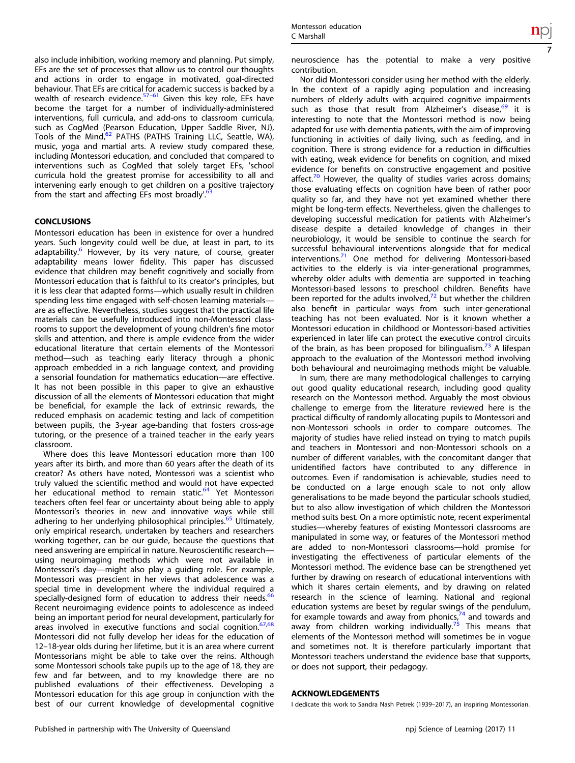also include inhibition, working memory and planning. Put simply, EFs are the set of processes that allow us to control our thoughts and actions in order to engage in motivated, goal-directed behaviour. That EFs are critical for academic success is backed by a wealth of research evidence.[57–61] Given this key role, EFs have become the target for a number of individually-administered interventions, full curricula, and add-ons to classroom curricula, such as CogMed (Pearson Education, Upper Saddle River, NJ), Tools of the Mind,[62] PATHS (PATHS Training LLC, Seattle, WA), music, yoga and martial arts. A review study compared these, including Montessori education, and concluded that compared to interventions such as CogMed that solely target EFs, 'school curricula hold the greatest promise for accessibility to all and intervening early enough to get children on a positive trajectory from the start and affecting EFs most broadly'.[63]

## CONCLUSIONS

Montessori education has been in existence for over a hundred years. Such longevity could well be due, at least in part, to its adaptability.[6] However, by its very nature, of course, greater adaptability means lower fidelity. This paper has discussed evidence that children may benefit cognitively and socially from Montessori education that is faithful to its creator's principles, but it is less clear that adapted forms—which usually result in children spending less time engaged with self-chosen learning materials—are as effective. Nevertheless, studies suggest that the practical life materials can be usefully introduced into non-Montessori classrooms to support the development of young children's fine motor skills and attention, and there is ample evidence from the wider educational literature that certain elements of the Montessori method—such as teaching early literacy through a phonic approach embedded in a rich language context, and providing a sensorial foundation for mathematics education—are effective. It has not been possible in this paper to give an exhaustive discussion of all the elements of Montessori education that might be beneficial, for example the lack of extrinsic rewards, the reduced emphasis on academic testing and lack of competition between pupils, the 3-year age-banding that fosters cross-age tutoring, or the presence of a trained teacher in the early years classroom.

Where does this leave Montessori education more than 100 years after its birth, and more than 60 years after the death of its creator? As others have noted, Montessori was a scientist who truly valued the scientific method and would not have expected her educational method to remain static.[64] Yet Montessori teachers often feel fear or uncertainty about being able to apply Montessori's theories in new and innovative ways while still adhering to her underlying philosophical principles.[65] Ultimately, only empirical research, undertaken by teachers and researchers working together, can be our guide, because the questions that need answering are empirical in nature. Neuroscientific research—using neuroimaging methods which were not available in Montessori's day—might also play a guiding role. For example, Montessori was prescient in her views that adolescence was a special time in development where the individual required a specially-designed form of education to address their needs.[66] Recent neuroimaging evidence points to adolescence as indeed being an important period for neural development, particularly for areas involved in executive functions and social cognition.[67,68] Montessori did not fully develop her ideas for the education of 12–18-year olds during her lifetime, but it is an area where current Montessorians might be able to take over the reins. Although some Montessori schools take pupils up to the age of 18, they are few and far between, and to my knowledge there are no published evaluations of their effectiveness. Developing a Montessori education for this age group in conjunction with the best of our current knowledge of developmental cognitive neuroscience has the potential to make a very positive contribution.

Nor did Montessori consider using her method with the elderly. In the context of a rapidly aging population and increasing numbers of elderly adults with acquired cognitive impairments such as those that result from Alzheimer's disease,[69] it is interesting to note that the Montessori method is now being adapted for use with dementia patients, with the aim of improving functioning in activities of daily living, such as feeding, and in cognition. There is strong evidence for a reduction in difficulties with eating, weak evidence for benefits on cognition, and mixed evidence for benefits on constructive engagement and positive affect.[70] However, the quality of studies varies across domains; those evaluating effects on cognition have been of rather poor quality so far, and they have not yet examined whether there might be long-term effects. Nevertheless, given the challenges to developing successful medication for patients with Alzheimer's disease despite a detailed knowledge of changes in their neurobiology, it would be sensible to continue the search for successful behavioural interventions alongside that for medical interventions.[71] One method for delivering Montessori-based activities to the elderly is via inter-generational programmes, whereby older adults with dementia are supported in teaching Montessori-based lessons to preschool children. Benefits have been reported for the adults involved,[72] but whether the children also benefit in particular ways from such inter-generational teaching has not been evaluated. Nor is it known whether a Montessori education in childhood or Montessori-based activities experienced in later life can protect the executive control circuits of the brain, as has been proposed for bilingualism.[73] A lifespan approach to the evaluation of the Montessori method involving both behavioural and neuroimaging methods might be valuable.

In sum, there are many methodological challenges to carrying out good quality educational research, including good quality research on the Montessori method. Arguably the most obvious challenge to emerge from the literature reviewed here is the practical difficulty of randomly allocating pupils to Montessori and non-Montessori schools in order to compare outcomes. The majority of studies have relied instead on trying to match pupils and teachers in Montessori and non-Montessori schools on a number of different variables, with the concomitant danger that unidentified factors have contributed to any difference in outcomes. Even if randomisation is achievable, studies need to be conducted on a large enough scale to not only allow generalisations to be made beyond the particular schools studied, but to also allow investigation of which children the Montessori method suits best. On a more optimistic note, recent experimental studies—whereby features of existing Montessori classrooms are manipulated in some way, or features of the Montessori method are added to non-Montessori classrooms—hold promise for investigating the effectiveness of particular elements of the Montessori method. The evidence base can be strengthened yet further by drawing on research of educational interventions with which it shares certain elements, and by drawing on related research in the science of learning. National and regional education systems are beset by regular swings of the pendulum, for example towards and away from phonics,[74] and towards and away from children working individually.[75] This means that elements of the Montessori method will sometimes be in vogue and sometimes not. It is therefore particularly important that Montessori teachers understand the evidence base that supports, or does not support, their pedagogy.

## ACKNOWLEDGEMENTS

I dedicate this work to Sandra Nash Petrek (1939–2017), an inspiring Montessorian.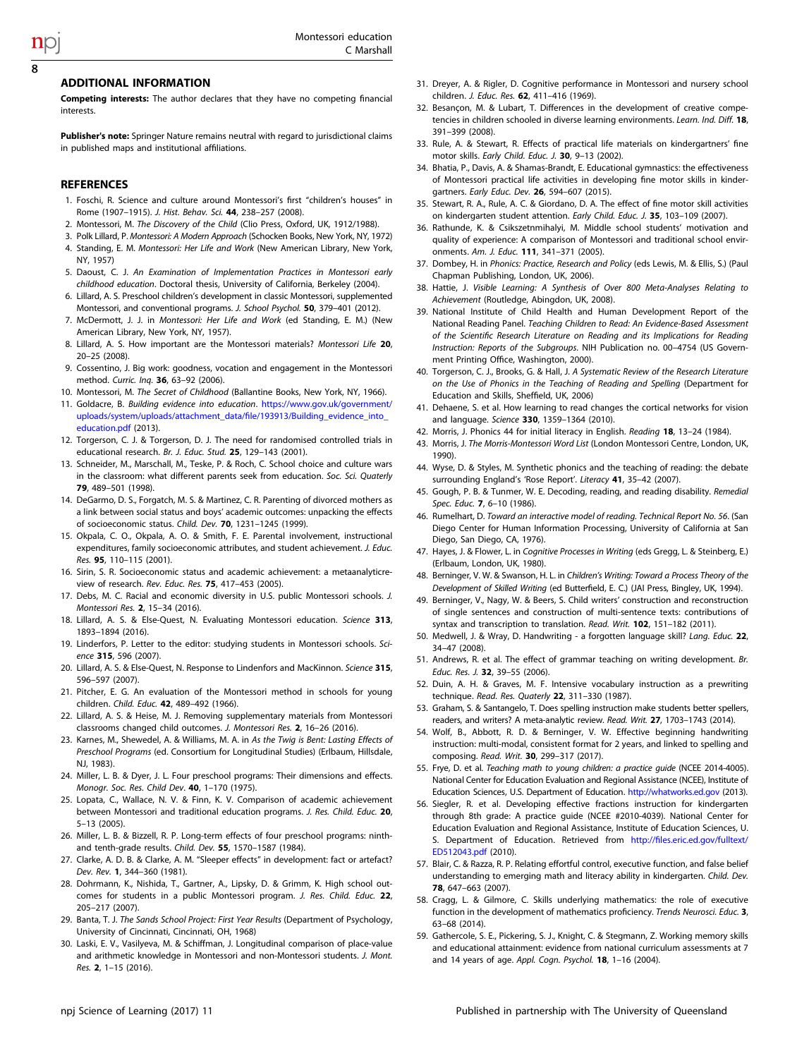## ADDITIONAL INFORMATION

**Competing interests:** The author declares that they have no competing financial interests.

**Publisher's note:** Springer Nature remains neutral with regard to jurisdictional claims in published maps and institutional affiliations.

## REFERENCES

1. Foschi, R. Science and culture around Montessori's first "children's houses" in Rome (1907–1915). *J. Hist. Behav. Sci.* **44**, 238–257 (2008).
2. Montessori, M. *The Discovery of the Child* (Clio Press, Oxford, UK, 1912/1988).
3. Polk Lillard, P. *Montessori: A Modern Approach* (Schocken Books, New York, NY, 1972)
4. Standing, E. M. *Montessori: Her Life and Work* (New American Library, New York, NY, 1957)
5. Daoust, C. J. *An Examination of Implementation Practices in Montessori early childhood education*. Doctoral thesis, University of California, Berkeley (2004).
6. Lillard, A. S. Preschool children's development in classic Montessori, supplemented Montessori, and conventional programs. *J. School Psychol.* **50**, 379–401 (2012).
7. McDermott, J. J. in *Montessori: Her Life and Work* (ed Standing, E. M.) (New American Library, New York, NY, 1957).
8. Lillard, A. S. How important are the Montessori materials? *Montessori Life* **20**, 20–25 (2008).
9. Cossentino, J. Big work: goodness, vocation and engagement in the Montessori method. *Curric. Inq.* **36**, 63–92 (2006).
10. Montessori, M. *The Secret of Childhood* (Ballantine Books, New York, NY, 1966).
11. Goldacre, B. *Building evidence into education*. https://www.gov.uk/government/uploads/system/uploads/attachment_data/file/193913/Building_evidence_into_education.pdf (2013).
12. Torgerson, C. J. & Torgerson, D. J. The need for randomised controlled trials in educational research. *Br. J. Educ. Stud.* **25**, 129–143 (2001).
13. Schneider, M., Marschall, M., Teske, P. & Roch, C. School choice and culture wars in the classroom: what different parents seek from education. *Soc. Sci. Quaterly* **79**, 489–501 (1998).
14. DeGarmo, D. S., Forgatch, M. S. & Martinez, C. R. Parenting of divorced mothers as a link between social status and boys' academic outcomes: unpacking the effects of socioeconomic status. *Child. Dev.* **70**, 1231–1245 (1999).
15. Okpala, C. O., Okpala, A. O. & Smith, F. E. Parental involvement, instructional expenditures, family socioeconomic attributes, and student achievement. *J. Educ. Res.* **95**, 110–115 (2001).
16. Sirin, S. R. Socioeconomic status and academic achievement: a metaanalyticreview of research. *Rev. Educ. Res.* **75**, 417–453 (2005).
17. Debs, M. C. Racial and economic diversity in U.S. public Montessori schools. *J. Montessori Res.* **2**, 15–34 (2016).
18. Lillard, A. S. & Else-Quest, N. Evaluating Montessori education. *Science* **313**, 1893–1894 (2016).
19. Linderfors, P. Letter to the editor: studying students in Montessori schools. *Science* **315**, 596 (2007).
20. Lillard, A. S. & Else-Quest, N. Response to Lindenfors and MacKinnon. *Science* **315**, 596–597 (2007).
21. Pitcher, E. G. An evaluation of the Montessori method in schools for young children. *Child. Educ.* **42**, 489–492 (1966).
22. Lillard, A. S. & Heise, M. J. Removing supplementary materials from Montessori classrooms changed child outcomes. *J. Montessori Res.* **2**, 16–26 (2016).
23. Karnes, M., Shewedel, A. & Williams, M. A. in *As the Twig is Bent: Lasting Effects of Preschool Programs* (ed. Consortium for Longitudinal Studies) (Erlbaum, Hillsdale, NJ, 1983).
24. Miller, L. B. & Dyer, J. L. Four preschool programs: Their dimensions and effects. *Monogr. Soc. Res. Child Dev*. **40**, 1–170 (1975).
25. Lopata, C., Wallace, N. V. & Finn, K. V. Comparison of academic achievement between Montessori and traditional education programs. *J. Res. Child. Educ.* **20**, 5–13 (2005).
26. Miller, L. B. & Bizzell, R. P. Long-term effects of four preschool programs: ninth- and tenth-grade results. *Child. Dev.* **55**, 1570–1587 (1984).
27. Clarke, A. D. B. & Clarke, A. M. "Sleeper effects" in development: fact or artefact? *Dev. Rev.* **1**, 344–360 (1981).
28. Dohrmann, K., Nishida, T., Gartner, A., Lipsky, D. & Grimm, K. High school outcomes for students in a public Montessori program. *J. Res. Child. Educ.* **22**, 205–217 (2007).
29. Banta, T. J. *The Sands School Project: First Year Results* (Department of Psychology, University of Cincinnati, Cincinnati, OH, 1968)
30. Laski, E. V., Vasilyeva, M. & Schiffman, J. Longitudinal comparison of place-value and arithmetic knowledge in Montessori and non-Montessori students. *J. Mont. Res.* **2**, 1–15 (2016).
31. Dreyer, A. & Rigler, D. Cognitive performance in Montessori and nursery school children. *J. Educ. Res.* **62**, 411–416 (1969).
32. Besançon, M. & Lubart, T. Differences in the development of creative competencies in children schooled in diverse learning environments. *Learn. Ind. Diff.* **18**, 391–399 (2008).
33. Rule, A. & Stewart, R. Effects of practical life materials on kindergartners' fine motor skills. *Early Child. Educ. J.* **30**, 9–13 (2002).
34. Bhatia, P., Davis, A. & Shamas-Brandt, E. Educational gymnastics: the effectiveness of Montessori practical life activities in developing fine motor skills in kindergartners. *Early Educ. Dev.* **26**, 594–607 (2015).
35. Stewart, R. A., Rule, A. C. & Giordano, D. A. The effect of fine motor skill activities on kindergarten student attention. *Early Child. Educ. J.* **35**, 103–109 (2007).
36. Rathunde, K. & Csikszetnmihalyi, M. Middle school students' motivation and quality of experience: A comparison of Montessori and traditional school environments. *Am. J. Educ.* **111**, 341–371 (2005).
37. Dombey, H. in *Phonics: Practice, Research and Policy* (eds Lewis, M. & Ellis, S.) (Paul Chapman Publishing, London, UK, 2006).
38. Hattie, J. *Visible Learning: A Synthesis of Over 800 Meta-Analyses Relating to Achievement* (Routledge, Abingdon, UK, 2008).
39. National Institute of Child Health and Human Development Report of the National Reading Panel. *Teaching Children to Read: An Evidence-Based Assessment of the Scientific Research Literature on Reading and its Implications for Reading Instruction: Reports of the Subgroups*. NIH Publication no. 00–4754 (US Government Printing Office, Washington, 2000).
40. Torgerson, C. J., Brooks, G. & Hall, J. *A Systematic Review of the Research Literature on the Use of Phonics in the Teaching of Reading and Spelling* (Department for Education and Skills, Sheffield, UK, 2006)
41. Dehaene, S. et al. How learning to read changes the cortical networks for vision and language. *Science* **330**, 1359–1364 (2010).
42. Morris, J. Phonics 44 for initial literacy in English. *Reading* **18**, 13–24 (1984).
43. Morris, J. *The Morris-Montessori Word List* (London Montessori Centre, London, UK, 1990).
44. Wyse, D. & Styles, M. Synthetic phonics and the teaching of reading: the debate surrounding England's 'Rose Report'. *Literacy* **41**, 35–42 (2007).
45. Gough, P. B. & Tunmer, W. E. Decoding, reading, and reading disability. *Remedial Spec. Educ.* **7**, 6–10 (1986).
46. Rumelhart, D. *Toward an interactive model of reading. Technical Report No. 56*. (San Diego Center for Human Information Processing, University of California at San Diego, San Diego, CA, 1976).
47. Hayes, J. & Flower, L. in *Cognitive Processes in Writing* (eds Gregg, L. & Steinberg, E.) (Erlbaum, London, UK, 1980).
48. Berninger, V. W. & Swanson, H. L. in *Children's Writing: Toward a Process Theory of the Development of Skilled Writing* (ed Butterfield, E. C.) (JAI Press, Bingley, UK, 1994).
49. Berninger, V., Nagy, W. & Beers, S. Child writers' construction and reconstruction of single sentences and construction of multi-sentence texts: contributions of syntax and transcription to translation. *Read. Writ.* **102**, 151–182 (2011).
50. Medwell, J. & Wray, D. Handwriting - a forgotten language skill? *Lang. Educ.* **22**, 34–47 (2008).
51. Andrews, R. et al. The effect of grammar teaching on writing development. *Br. Educ. Res. J.* **32**, 39–55 (2006).
52. Duin, A. H. & Graves, M. F. Intensive vocabulary instruction as a prewriting technique. *Read. Res. Quaterly* **22**, 311–330 (1987).
53. Graham, S. & Santangelo, T. Does spelling instruction make students better spellers, readers, and writers? A meta-analytic review. *Read. Writ.* **27**, 1703–1743 (2014).
54. Wolf, B., Abbott, R. D. & Berninger, V. W. Effective beginning handwriting instruction: multi-modal, consistent format for 2 years, and linked to spelling and composing. *Read. Writ.* **30**, 299–317 (2017).
55. Frye, D. et al. *Teaching math to young children: a practice guide* (NCEE 2014-4005). National Center for Education Evaluation and Regional Assistance (NCEE), Institute of Education Sciences, U.S. Department of Education. http://whatworks.ed.gov (2013).
56. Siegler, R. et al. Developing effective fractions instruction for kindergarten through 8th grade: A practice guide (NCEE #2010-4039). National Center for Education Evaluation and Regional Assistance, Institute of Education Sciences, U. S. Department of Education. Retrieved from http://files.eric.ed.gov/fulltext/ED512043.pdf (2010).
57. Blair, C. & Razza, R. P. Relating effortful control, executive function, and false belief understanding to emerging math and literacy ability in kindergarten. *Child. Dev.* **78**, 647–663 (2007).
58. Cragg, L. & Gilmore, C. Skills underlying mathematics: the role of executive function in the development of mathematics proficiency. *Trends Neurosci. Educ.* **3**, 63–68 (2014).
59. Gathercole, S. E., Pickering, S. J., Knight, C. & Stegmann, Z. Working memory skills and educational attainment: evidence from national curriculum assessments at 7 and 14 years of age. *Appl. Cogn. Psychol.* **18**, 1–16 (2004).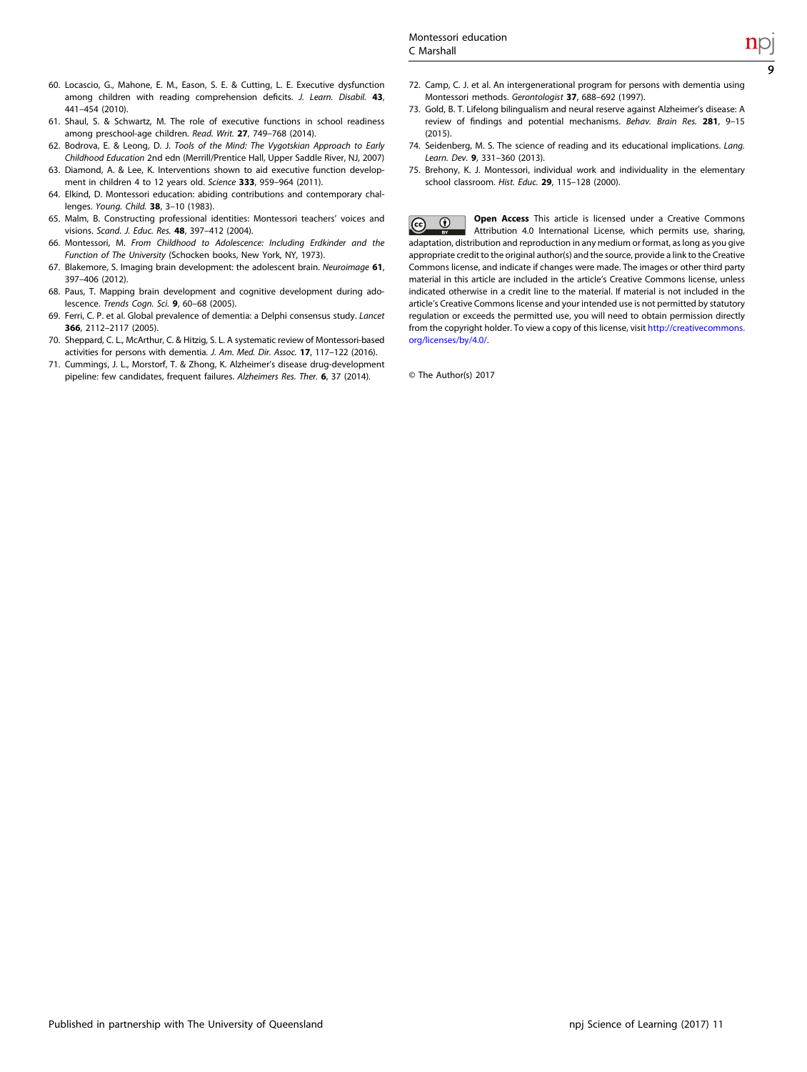60. Locascio, G., Mahone, E. M., Eason, S. E. & Cutting, L. E. Executive dysfunction among children with reading comprehension deficits. *J. Learn. Disabil.* **43**, 441–454 (2010).
61. Shaul, S. & Schwartz, M. The role of executive functions in school readiness among preschool-age children. *Read. Writ.* **27**, 749–768 (2014).
62. Bodrova, E. & Leong, D. J. *Tools of the Mind: The Vygotskian Approach to Early Childhood Education* 2nd edn (Merrill/Prentice Hall, Upper Saddle River, NJ, 2007)
63. Diamond, A. & Lee, K. Interventions shown to aid executive function development in children 4 to 12 years old. *Science* **333**, 959–964 (2011).
64. Elkind, D. Montessori education: abiding contributions and contemporary challenges. *Young. Child.* **38**, 3–10 (1983).
65. Malm, B. Constructing professional identities: Montessori teachers' voices and visions. *Scand. J. Educ. Res.* **48**, 397–412 (2004).
66. Montessori, M. *From Childhood to Adolescence: Including Erdkinder and the Function of The University* (Schocken books, New York, NY, 1973).
67. Blakemore, S. Imaging brain development: the adolescent brain. *Neuroimage* **61**, 397–406 (2012).
68. Paus, T. Mapping brain development and cognitive development during adolescence. *Trends Cogn. Sci.* **9**, 60–68 (2005).
69. Ferri, C. P. et al. Global prevalence of dementia: a Delphi consensus study. *Lancet* **366**, 2112–2117 (2005).
70. Sheppard, C. L., McArthur, C. & Hitzig, S. L. A systematic review of Montessori-based activities for persons with dementia. *J. Am. Med. Dir. Assoc.* **17**, 117–122 (2016).
71. Cummings, J. L., Morstorf, T. & Zhong, K. Alzheimer's disease drug-development pipeline: few candidates, frequent failures. *Alzheimers Res. Ther.* **6**, 37 (2014).
72. Camp, C. J. et al. An intergenerational program for persons with dementia using Montessori methods. *Gerontologist* **37**, 688–692 (1997).
73. Gold, B. T. Lifelong bilingualism and neural reserve against Alzheimer's disease: A review of findings and potential mechanisms. *Behav. Brain Res.* **281**, 9–15 (2015).
74. Seidenberg, M. S. The science of reading and its educational implications. *Lang. Learn. Dev.* **9**, 331–360 (2013).
75. Brehony, K. J. Montessori, individual work and individuality in the elementary school classroom. *Hist. Educ.* **29**, 115–128 (2000).

**Open Access** This article is licensed under a Creative Commons Attribution 4.0 International License, which permits use, sharing, adaptation, distribution and reproduction in any medium or format, as long as you give appropriate credit to the original author(s) and the source, provide a link to the Creative Commons license, and indicate if changes were made. The images or other third party material in this article are included in the article's Creative Commons license, unless indicated otherwise in a credit line to the material. If material is not included in the article's Creative Commons license and your intended use is not permitted by statutory regulation or exceeds the permitted use, you will need to obtain permission directly from the copyright holder. To view a copy of this license, visit http://creativecommons.org/licenses/by/4.0/.

© The Author(s) 2017